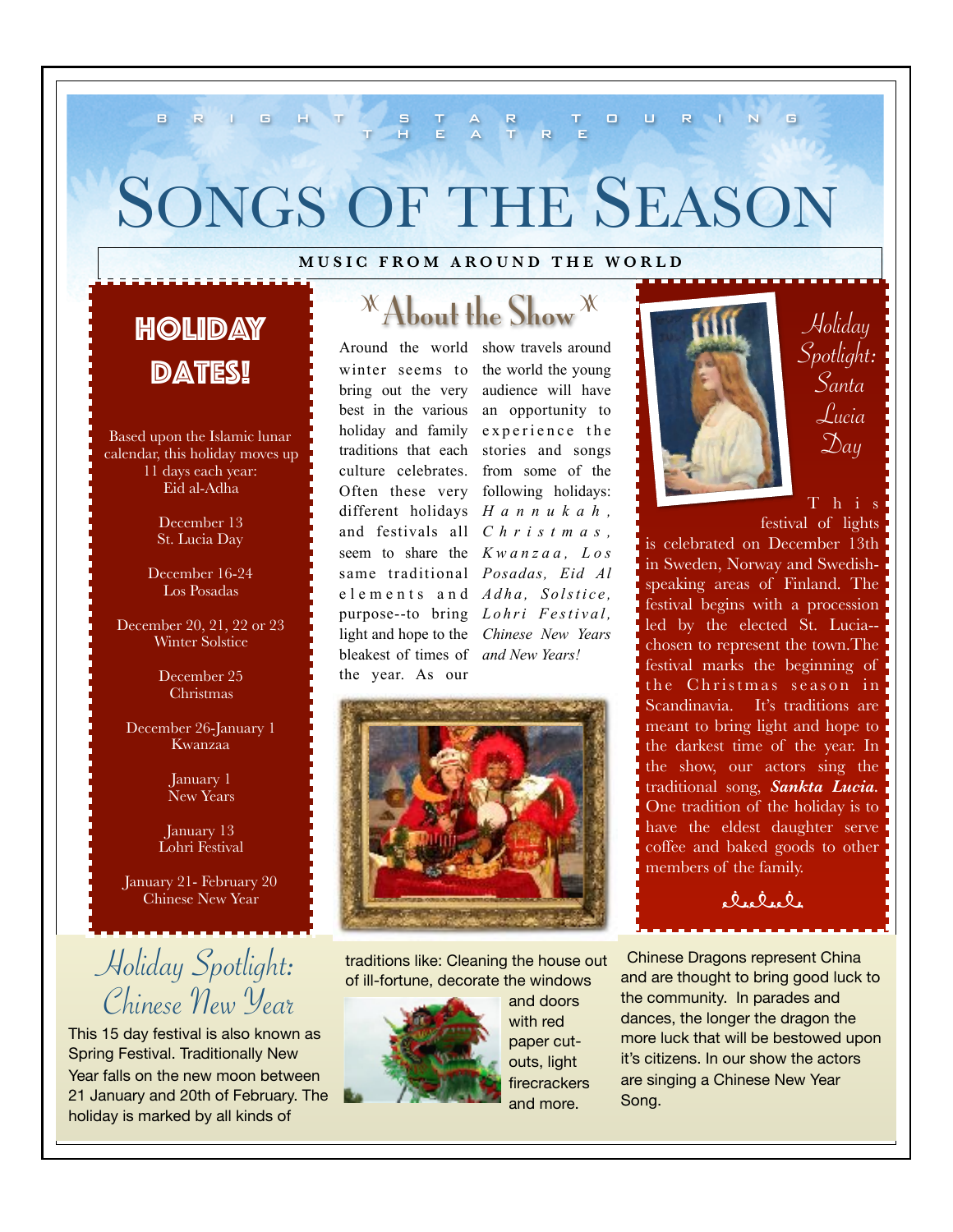BRIGHT STAR TOURING THEATRE

# Songs of the Season

**MUSIC FROM AROUND THE WORLD**

## Holiday Dates!

Based upon the Islamic lunar calendar, this holiday moves up 11 days each year:
Eid al-Adha

December 13
St. Lucia Day

December 16-24
Los Posadas

December 20, 21, 22 or 23
Winter Solstice

December 25
Christmas

December 26-January 1
Kwanzaa

January 1
New Years

January 13
Lohri Festival

January 21- February 20
Chinese New Year

## About the Show

Around the world winter seems to bring out the very best in the various holiday and family traditions that each culture celebrates. Often these very different holidays and festivals all seem to share the same traditional elements and purpose--to bring light and hope to the bleakest of times of the year. As our show travels around the world the young audience will have an opportunity to experience the stories and songs from some of the following holidays: *Hannukah, Christmas, Kwanzaa, Los Posadas, Eid Al Adha, Solstice, Lohri Festival, Chinese New Years and New Years!*

## Holiday Spotlight: Santa Lucia Day

This festival of lights is celebrated on December 13th in Sweden, Norway and Swedish-speaking areas of Finland. The festival begins with a procession led by the elected St. Lucia--chosen to represent the town.The festival marks the beginning of the Christmas season in Scandinavia. It's traditions are meant to bring light and hope to the darkest time of the year. In the show, our actors sing the traditional song, ***Sankta Lucia.*** One tradition of the holiday is to have the eldest daughter serve coffee and baked goods to other members of the family.

## Holiday Spotlight: Chinese New Year

This 15 day festival is also known as Spring Festival. Traditionally New Year falls on the new moon between 21 January and 20th of February. The holiday is marked by all kinds of traditions like: Cleaning the house out of ill-fortune, decorate the windows and doors with red paper cut-outs, light firecrackers and more.

Chinese Dragons represent China and are thought to bring good luck to the community. In parades and dances, the longer the dragon the more luck that will be bestowed upon it's citizens. In our show the actors are singing a Chinese New Year Song.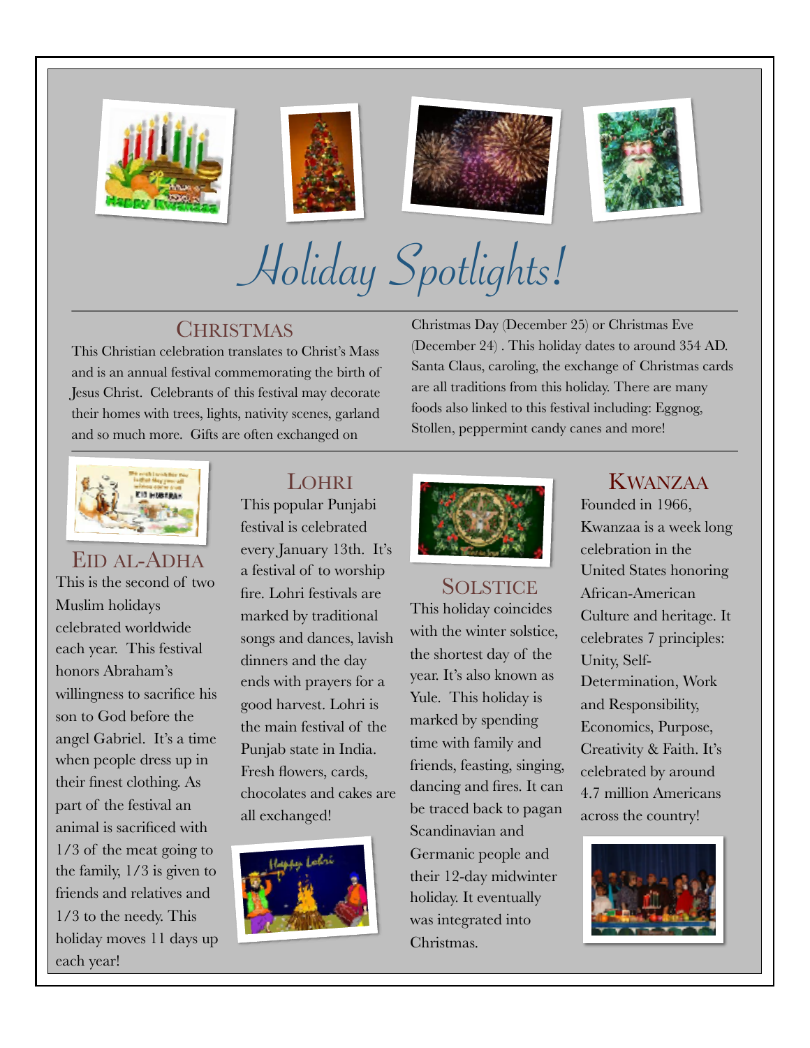# Holiday Spotlights!

## Christmas

This Christian celebration translates to Christ's Mass and is an annual festival commemorating the birth of Jesus Christ. Celebrants of this festival may decorate their homes with trees, lights, nativity scenes, garland and so much more. Gifts are often exchanged on Christmas Day (December 25) or Christmas Eve (December 24) . This holiday dates to around 354 AD. Santa Claus, caroling, the exchange of Christmas cards are all traditions from this holiday. There are many foods also linked to this festival including: Eggnog, Stollen, peppermint candy canes and more!

## Eid al-Adha

This is the second of two Muslim holidays celebrated worldwide each year. This festival honors Abraham's willingness to sacrifice his son to God before the angel Gabriel. It's a time when people dress up in their finest clothing. As part of the festival an animal is sacrificed with 1/3 of the meat going to the family, 1/3 is given to friends and relatives and 1/3 to the needy. This holiday moves 11 days up each year!

## Lohri

This popular Punjabi festival is celebrated every January 13th. It's a festival of to worship fire. Lohri festivals are marked by traditional songs and dances, lavish dinners and the day ends with prayers for a good harvest. Lohri is the main festival of the Punjab state in India. Fresh flowers, cards, chocolates and cakes are all exchanged!

## Solstice

This holiday coincides with the winter solstice, the shortest day of the year. It's also known as Yule. This holiday is marked by spending time with family and friends, feasting, singing, dancing and fires. It can be traced back to pagan Scandinavian and Germanic people and their 12-day midwinter holiday. It eventually was integrated into Christmas.

## Kwanzaa

Founded in 1966, Kwanzaa is a week long celebration in the United States honoring African-American Culture and heritage. It celebrates 7 principles: Unity, Self-Determination, Work and Responsibility, Economics, Purpose, Creativity & Faith. It's celebrated by around 4.7 million Americans across the country!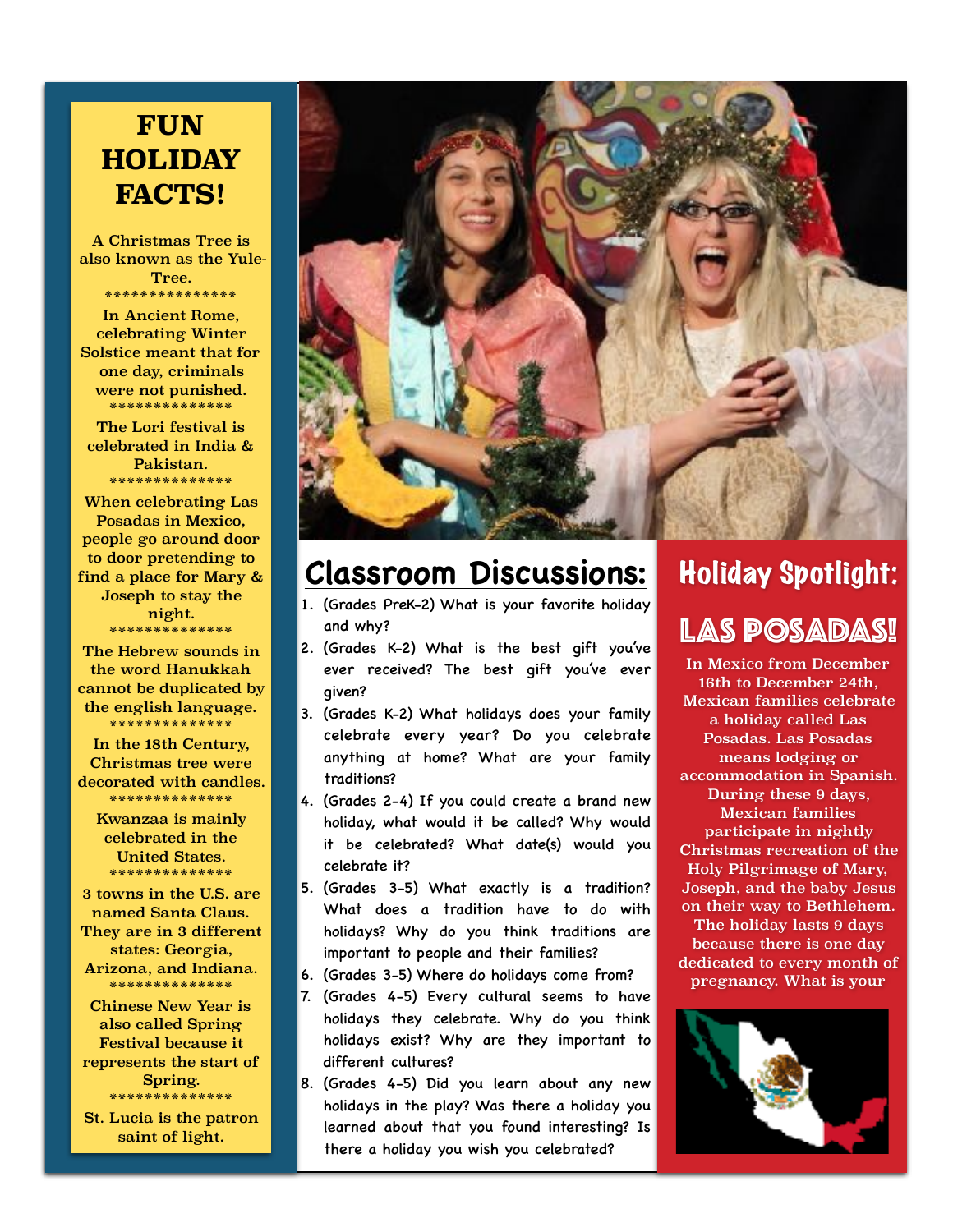# FUN HOLIDAY FACTS!

A Christmas Tree is also known as the Yule-Tree.

***************

In Ancient Rome, celebrating Winter Solstice meant that for one day, criminals were not punished.

***************

The Lori festival is celebrated in India & Pakistan.

***************

When celebrating Las Posadas in Mexico, people go around door to door pretending to find a place for Mary & Joseph to stay the night.

***************

The Hebrew sounds in the word Hanukkah cannot be duplicated by the english language.

***************

In the 18th Century, Christmas tree were decorated with candles.

***************

Kwanzaa is mainly celebrated in the United States.

***************

3 towns in the U.S. are named Santa Claus. They are in 3 different states: Georgia, Arizona, and Indiana.

***************

Chinese New Year is also called Spring Festival because it represents the start of Spring.

***************

St. Lucia is the patron saint of light.

## Classroom Discussions:

1. (Grades PreK-2) What is your favorite holiday and why?
2. (Grades K-2) What is the best gift you've ever received? The best gift you've ever given?
3. (Grades K-2) What holidays does your family celebrate every year? Do you celebrate anything at home? What are your family traditions?
4. (Grades 2-4) If you could create a brand new holiday, what would it be called? Why would it be celebrated? What date(s) would you celebrate it?
5. (Grades 3-5) What exactly is a tradition? What does a tradition have to do with holidays? Why do you think traditions are important to people and their families?
6. (Grades 3-5) Where do holidays come from?
7. (Grades 4-5) Every cultural seems to have holidays they celebrate. Why do you think holidays exist? Why are they important to different cultures?
8. (Grades 4-5) Did you learn about any new holidays in the play? Was there a holiday you learned about that you found interesting? Is there a holiday you wish you celebrated?

## Holiday Spotlight:

## LAS POSADAS!

In Mexico from December 16th to December 24th, Mexican families celebrate a holiday called Las Posadas. Las Posadas means lodging or accommodation in Spanish. During these 9 days, Mexican families participate in nightly Christmas recreation of the Holy Pilgrimage of Mary, Joseph, and the baby Jesus on their way to Bethlehem. The holiday lasts 9 days because there is one day dedicated to every month of pregnancy. What is your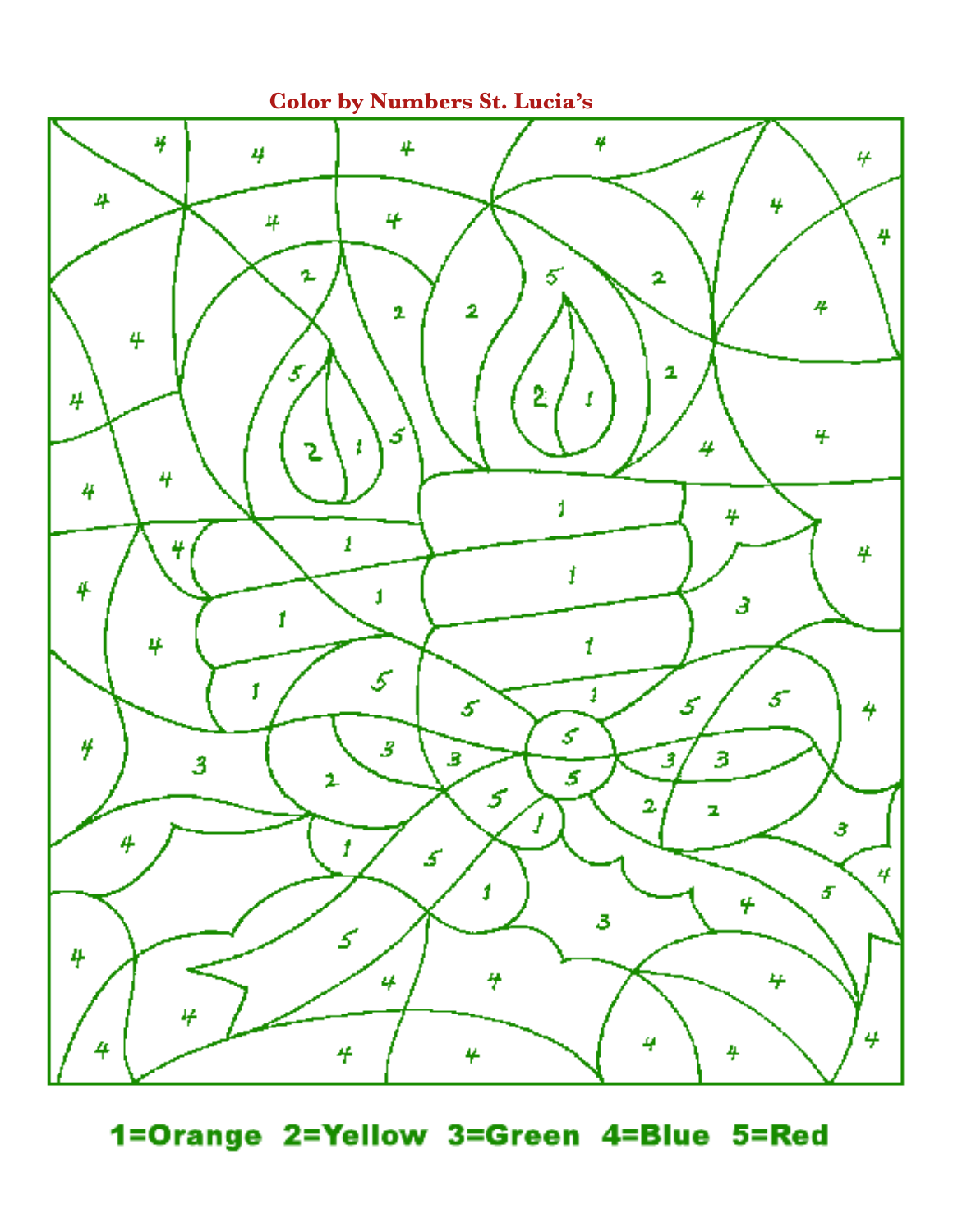# Color by Numbers St. Lucia's

1=Orange 2=Yellow 3=Green 4=Blue 5=Red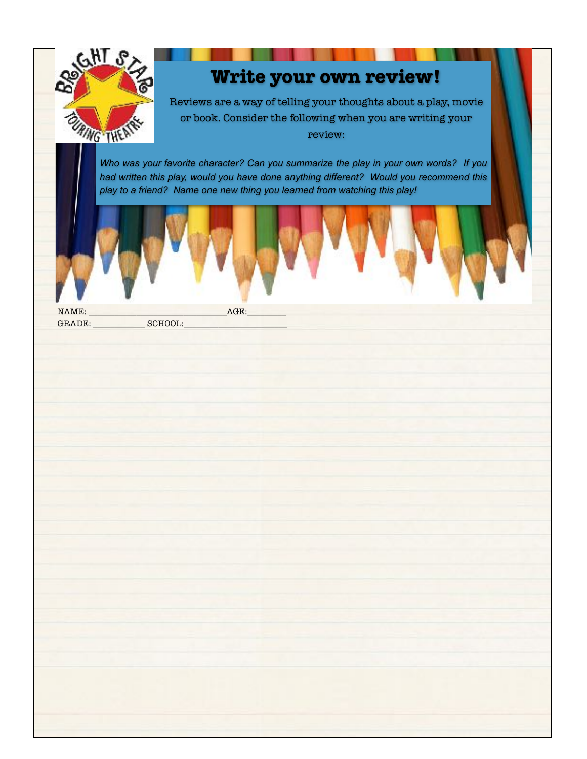# Write your own review!

Reviews are a way of telling your thoughts about a play, movie or book. Consider the following when you are writing your review:

*Who was your favorite character? Can you summarize the play in your own words? If you had written this play, would you have done anything different? Would you recommend this play to a friend? Name one new thing you learned from watching this play!*

NAME: ______________________________AGE:________

GRADE: ___________ SCHOOL:______________________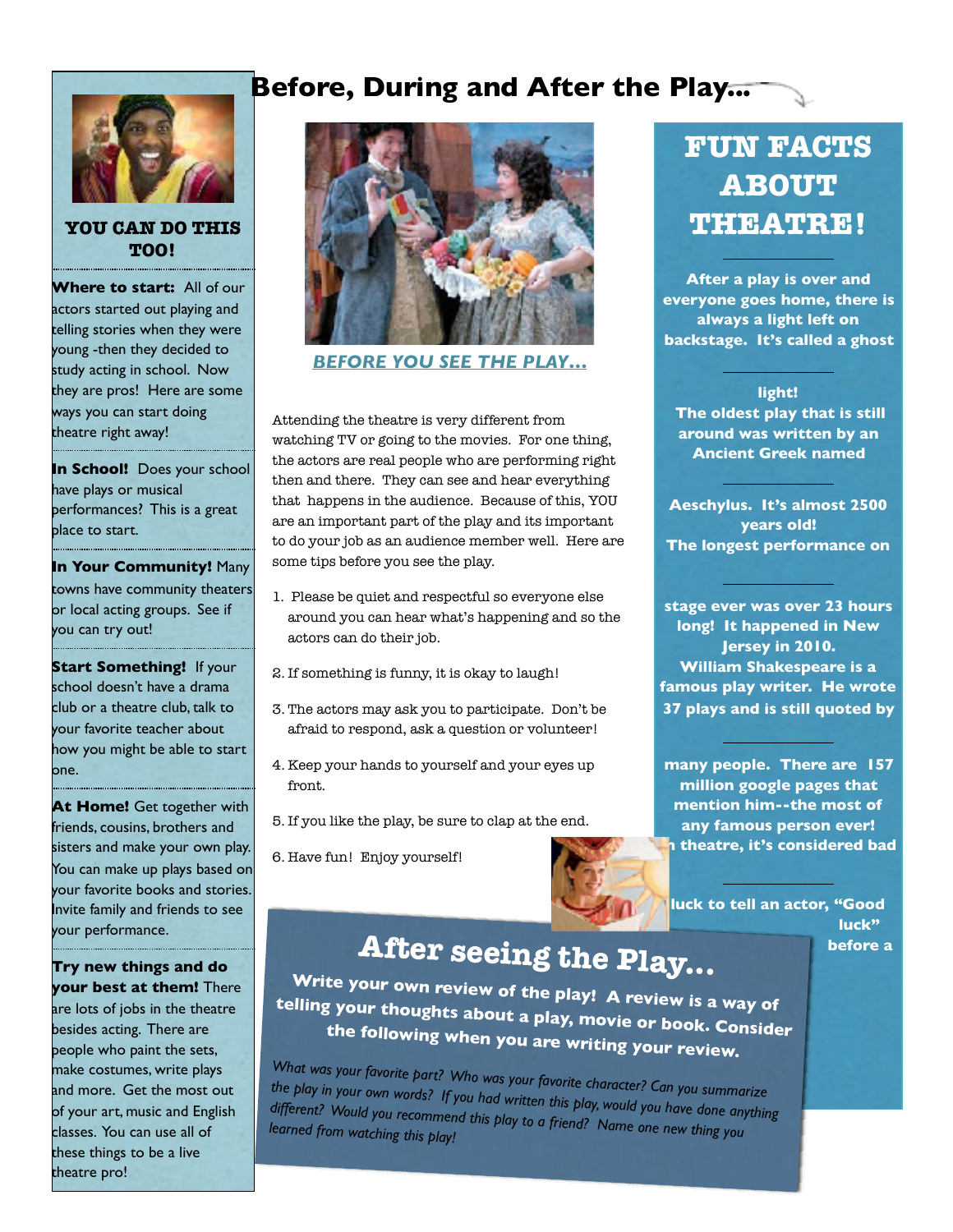# Before, During and After the Play...

## YOU CAN DO THIS TOO!

**Where to start:** All of our actors started out playing and telling stories when they were young -then they decided to study acting in school. Now they are pros! Here are some ways you can start doing theatre right away!

**In School!** Does your school have plays or musical performances? This is a great place to start.

**In Your Community!** Many towns have community theaters or local acting groups. See if you can try out!

**Start Something!** If your school doesn't have a drama club or a theatre club, talk to your favorite teacher about how you might be able to start one.

**At Home!** Get together with friends, cousins, brothers and sisters and make your own play. You can make up plays based on your favorite books and stories. Invite family and friends to see your performance.

**Try new things and do your best at them!** There are lots of jobs in the theatre besides acting. There are people who paint the sets, make costumes, write plays and more. Get the most out of your art, music and English classes. You can use all of these things to be a live theatre pro!

## *BEFORE YOU SEE THE PLAY...*

Attending the theatre is very different from watching TV or going to the movies. For one thing, the actors are real people who are performing right then and there. They can see and hear everything that happens in the audience. Because of this, YOU are an important part of the play and its important to do your job as an audience member well. Here are some tips before you see the play.

1. Please be quiet and respectful so everyone else around you can hear what's happening and so the actors can do their job.
2. If something is funny, it is okay to laugh!
3. The actors may ask you to participate. Don't be afraid to respond, ask a question or volunteer!
4. Keep your hands to yourself and your eyes up front.
5. If you like the play, be sure to clap at the end.
6. Have fun! Enjoy yourself!

## FUN FACTS ABOUT THEATRE!

**After a play is over and everyone goes home, there is always a light left on backstage. It's called a ghost light!**

**The oldest play that is still around was written by an Ancient Greek named Aeschylus. It's almost 2500 years old!**

**The longest performance on stage ever was over 23 hours long! It happened in New Jersey in 2010.**

**William Shakespeare is a famous play writer. He wrote 37 plays and is still quoted by many people. There are 157 million google pages that mention him--the most of any famous person ever!**

**[I]n theatre, it's considered bad luck to tell an actor, "Good luck" before a**

## After seeing the Play...

**Write your own review of the play! A review is a way of telling your thoughts about a play, movie or book. Consider the following when you are writing your review.**

*What was your favorite part? Who was your favorite character? Can you summarize the play in your own words? If you had written this play, would you have done anything different? Would you recommend this play to a friend? Name one new thing you learned from watching this play!*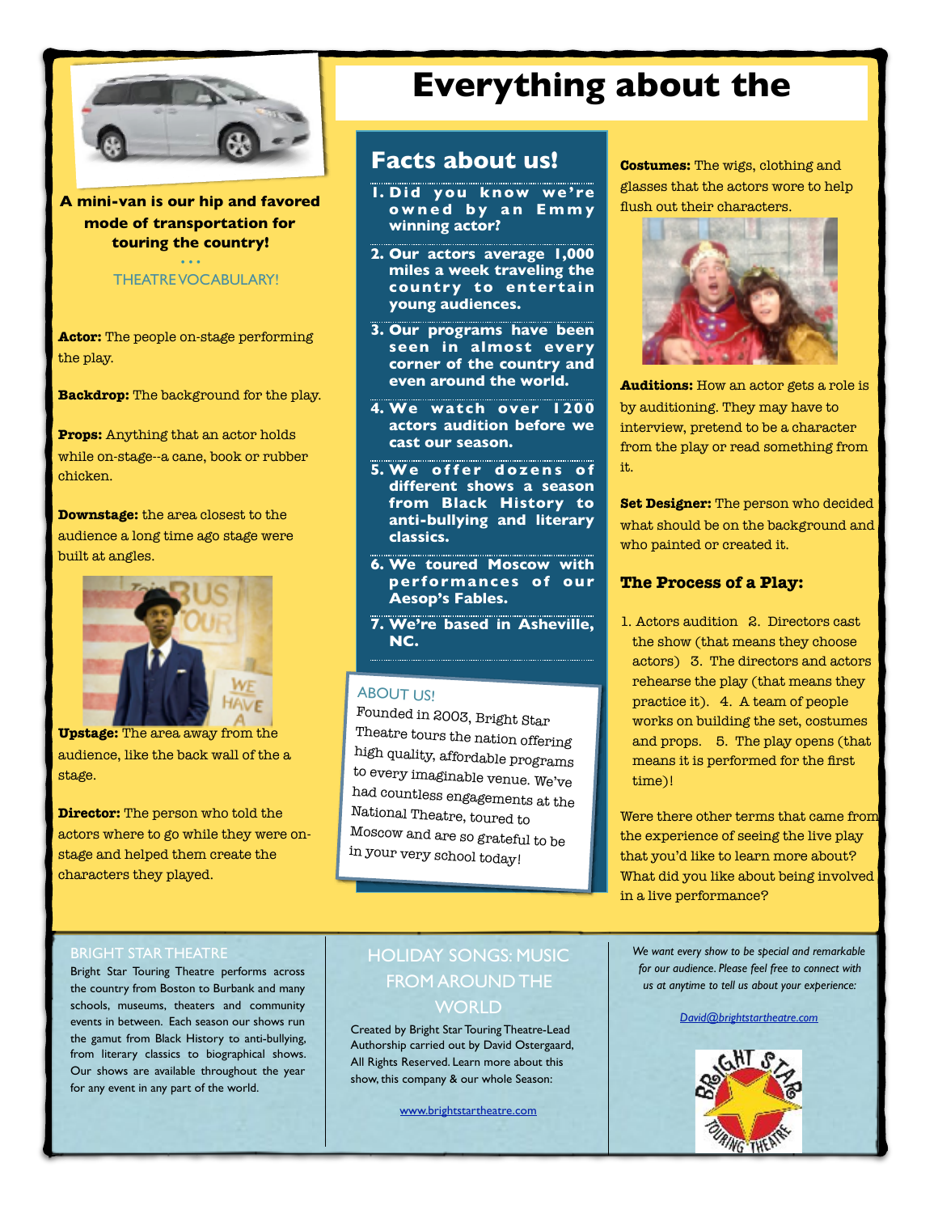# Everything about the

**A mini-van is our hip and favored mode of transportation for touring the country!**

THEATRE VOCABULARY!

**Actor:** The people on-stage performing the play.

**Backdrop:** The background for the play.

**Props:** Anything that an actor holds while on-stage--a cane, book or rubber chicken.

**Downstage:** the area closest to the audience a long time ago stage were built at angles.

**Upstage:** The area away from the audience, like the back wall of the a stage.

**Director:** The person who told the actors where to go while they were on-stage and helped them create the characters they played.

## Facts about us!

1. **Did you know we're owned by an Emmy winning actor?**
2. **Our actors average 1,000 miles a week traveling the country to entertain young audiences.**
3. **Our programs have been seen in almost every corner of the country and even around the world.**
4. **We watch over 1200 actors audition before we cast our season.**
5. **We offer dozens of different shows a season from Black History to anti-bullying and literary classics.**
6. **We toured Moscow with performances of our Aesop's Fables.**
7. **We're based in Asheville, NC.**

ABOUT US!

Founded in 2003, Bright Star Theatre tours the nation offering high quality, affordable programs to every imaginable venue. We've had countless engagements at the National Theatre, toured to Moscow and are so grateful to be in your very school today!

**Costumes:** The wigs, clothing and glasses that the actors wore to help flush out their characters.

**Auditions:** How an actor gets a role is by auditioning. They may have to interview, pretend to be a character from the play or read something from it.

**Set Designer:** The person who decided what should be on the background and who painted or created it.

### The Process of a Play:

1. Actors audition 2. Directors cast the show (that means they choose actors) 3. The directors and actors rehearse the play (that means they practice it). 4. A team of people works on building the set, costumes and props. 5. The play opens (that means it is performed for the first time)!

Were there other terms that came from the experience of seeing the live play that you'd like to learn more about? What did you like about being involved in a live performance?

BRIGHT STAR THEATRE

Bright Star Touring Theatre performs across the country from Boston to Burbank and many schools, museums, theaters and community events in between. Each season our shows run the gamut from Black History to anti-bullying, from literary classics to biographical shows. Our shows are available throughout the year for any event in any part of the world.

HOLIDAY SONGS: MUSIC FROM AROUND THE WORLD

Created by Bright Star Touring Theatre-Lead Authorship carried out by David Ostergaard, All Rights Reserved. Learn more about this show, this company & our whole Season:

www.brightstartheatre.com

*We want every show to be special and remarkable for our audience. Please feel free to connect with us at anytime to tell us about your experience:*

*David@brightstartheatre.com*